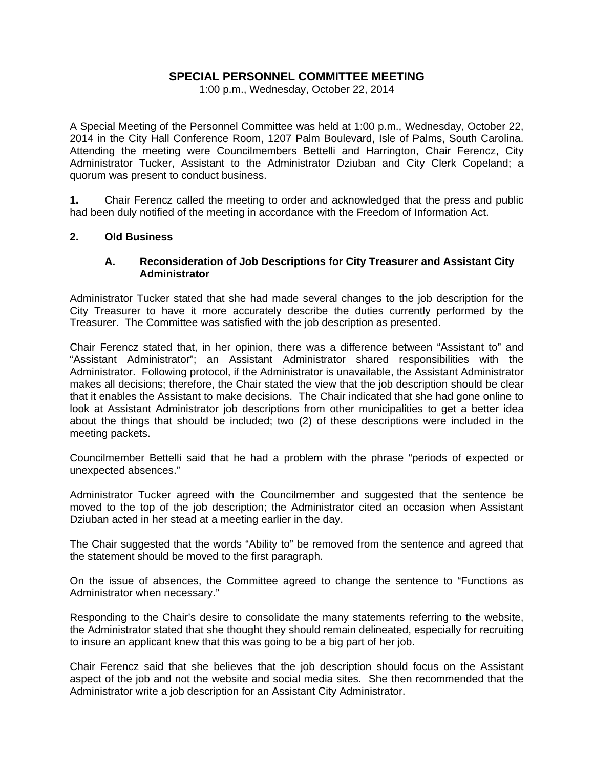# SPECIAL PERSONNEL COMMITTEE MEETING

1:00 p.m., Wednesday, October 22, 2014

A Special Meeting of the Personnel Committee was held at 1:00 p.m., Wednesday, October 22, 2014 in the City Hall Conference Room, 1207 Palm Boulevard, Isle of Palms, South Carolina. Attending the meeting were Councilmembers Bettelli and Harrington, Chair Ferencz, City Administrator Tucker, Assistant to the Administrator Dziuban and City Clerk Copeland; a quorum was present to conduct business.

**1.** Chair Ferencz called the meeting to order and acknowledged that the press and public had been duly notified of the meeting in accordance with the Freedom of Information Act.

**2. Old Business**

**A. Reconsideration of Job Descriptions for City Treasurer and Assistant City Administrator**

Administrator Tucker stated that she had made several changes to the job description for the City Treasurer to have it more accurately describe the duties currently performed by the Treasurer. The Committee was satisfied with the job description as presented.

Chair Ferencz stated that, in her opinion, there was a difference between "Assistant to" and "Assistant Administrator"; an Assistant Administrator shared responsibilities with the Administrator. Following protocol, if the Administrator is unavailable, the Assistant Administrator makes all decisions; therefore, the Chair stated the view that the job description should be clear that it enables the Assistant to make decisions. The Chair indicated that she had gone online to look at Assistant Administrator job descriptions from other municipalities to get a better idea about the things that should be included; two (2) of these descriptions were included in the meeting packets.

Councilmember Bettelli said that he had a problem with the phrase "periods of expected or unexpected absences."

Administrator Tucker agreed with the Councilmember and suggested that the sentence be moved to the top of the job description; the Administrator cited an occasion when Assistant Dziuban acted in her stead at a meeting earlier in the day.

The Chair suggested that the words "Ability to" be removed from the sentence and agreed that the statement should be moved to the first paragraph.

On the issue of absences, the Committee agreed to change the sentence to "Functions as Administrator when necessary."

Responding to the Chair's desire to consolidate the many statements referring to the website, the Administrator stated that she thought they should remain delineated, especially for recruiting to insure an applicant knew that this was going to be a big part of her job.

Chair Ferencz said that she believes that the job description should focus on the Assistant aspect of the job and not the website and social media sites. She then recommended that the Administrator write a job description for an Assistant City Administrator.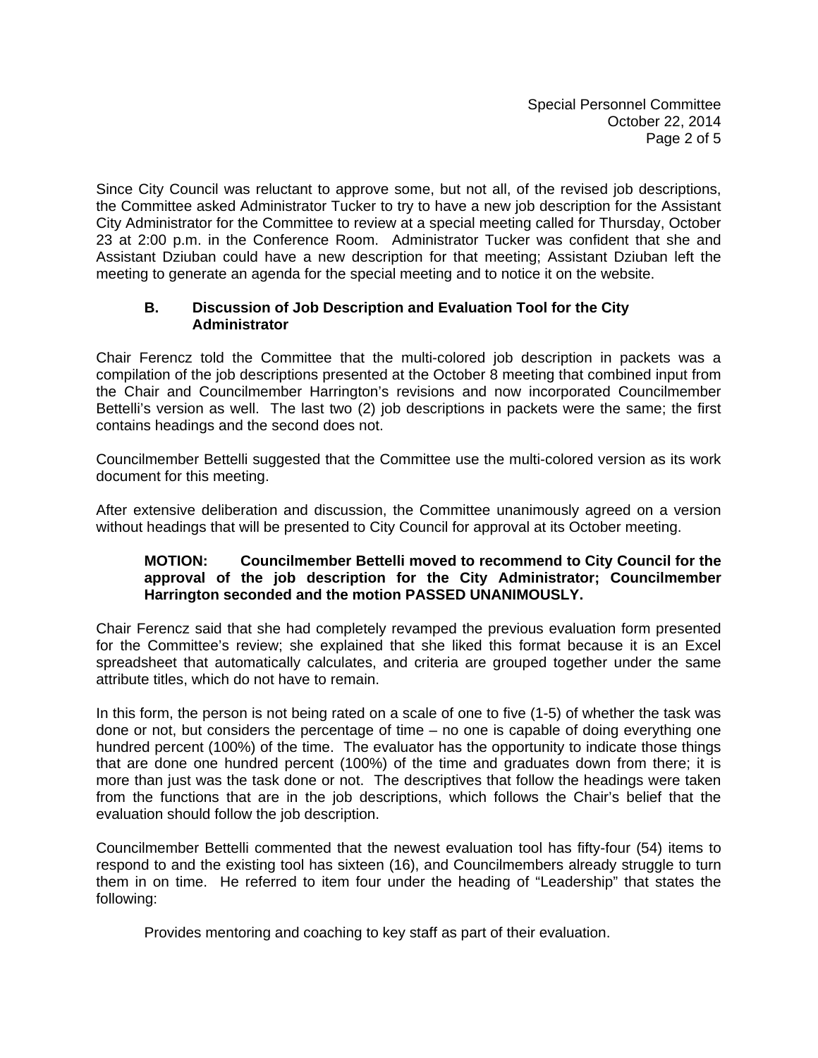Since City Council was reluctant to approve some, but not all, of the revised job descriptions, the Committee asked Administrator Tucker to try to have a new job description for the Assistant City Administrator for the Committee to review at a special meeting called for Thursday, October 23 at 2:00 p.m. in the Conference Room. Administrator Tucker was confident that she and Assistant Dziuban could have a new description for that meeting; Assistant Dziuban left the meeting to generate an agenda for the special meeting and to notice it on the website.

### B. Discussion of Job Description and Evaluation Tool for the City Administrator

Chair Ferencz told the Committee that the multi-colored job description in packets was a compilation of the job descriptions presented at the October 8 meeting that combined input from the Chair and Councilmember Harrington's revisions and now incorporated Councilmember Bettelli's version as well. The last two (2) job descriptions in packets were the same; the first contains headings and the second does not.

Councilmember Bettelli suggested that the Committee use the multi-colored version as its work document for this meeting.

After extensive deliberation and discussion, the Committee unanimously agreed on a version without headings that will be presented to City Council for approval at its October meeting.

> **MOTION: Councilmember Bettelli moved to recommend to City Council for the approval of the job description for the City Administrator; Councilmember Harrington seconded and the motion PASSED UNANIMOUSLY.**

Chair Ferencz said that she had completely revamped the previous evaluation form presented for the Committee's review; she explained that she liked this format because it is an Excel spreadsheet that automatically calculates, and criteria are grouped together under the same attribute titles, which do not have to remain.

In this form, the person is not being rated on a scale of one to five (1-5) of whether the task was done or not, but considers the percentage of time – no one is capable of doing everything one hundred percent (100%) of the time. The evaluator has the opportunity to indicate those things that are done one hundred percent (100%) of the time and graduates down from there; it is more than just was the task done or not. The descriptives that follow the headings were taken from the functions that are in the job descriptions, which follows the Chair's belief that the evaluation should follow the job description.

Councilmember Bettelli commented that the newest evaluation tool has fifty-four (54) items to respond to and the existing tool has sixteen (16), and Councilmembers already struggle to turn them in on time. He referred to item four under the heading of "Leadership" that states the following:

> Provides mentoring and coaching to key staff as part of their evaluation.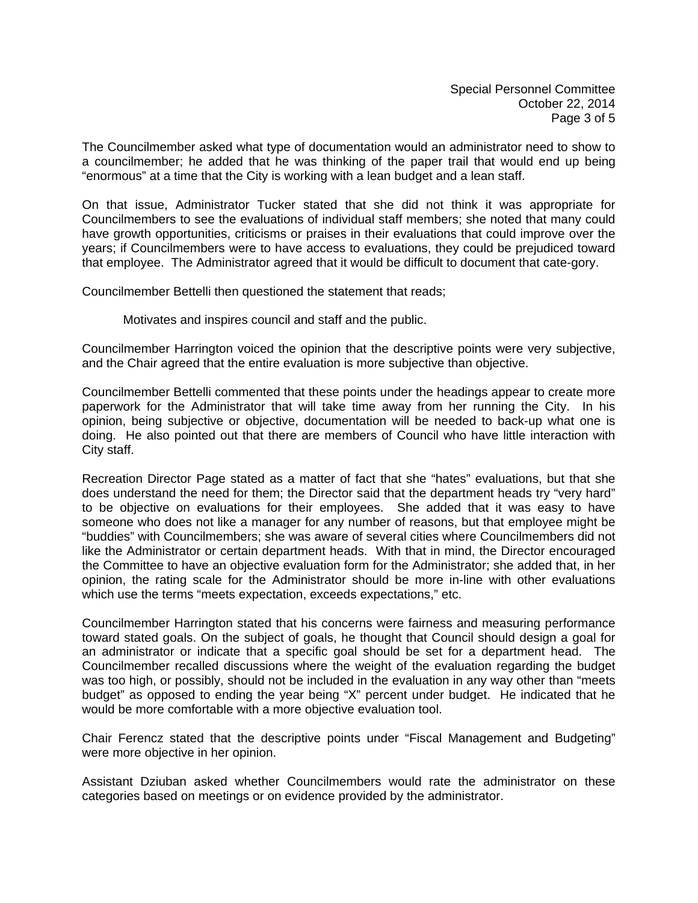The Councilmember asked what type of documentation would an administrator need to show to a councilmember; he added that he was thinking of the paper trail that would end up being "enormous" at a time that the City is working with a lean budget and a lean staff.

On that issue, Administrator Tucker stated that she did not think it was appropriate for Councilmembers to see the evaluations of individual staff members; she noted that many could have growth opportunities, criticisms or praises in their evaluations that could improve over the years; if Councilmembers were to have access to evaluations, they could be prejudiced toward that employee. The Administrator agreed that it would be difficult to document that cate-gory.

Councilmember Bettelli then questioned the statement that reads;

> Motivates and inspires council and staff and the public.

Councilmember Harrington voiced the opinion that the descriptive points were very subjective, and the Chair agreed that the entire evaluation is more subjective than objective.

Councilmember Bettelli commented that these points under the headings appear to create more paperwork for the Administrator that will take time away from her running the City. In his opinion, being subjective or objective, documentation will be needed to back-up what one is doing. He also pointed out that there are members of Council who have little interaction with City staff.

Recreation Director Page stated as a matter of fact that she "hates" evaluations, but that she does understand the need for them; the Director said that the department heads try "very hard" to be objective on evaluations for their employees. She added that it was easy to have someone who does not like a manager for any number of reasons, but that employee might be "buddies" with Councilmembers; she was aware of several cities where Councilmembers did not like the Administrator or certain department heads. With that in mind, the Director encouraged the Committee to have an objective evaluation form for the Administrator; she added that, in her opinion, the rating scale for the Administrator should be more in-line with other evaluations which use the terms "meets expectation, exceeds expectations," etc.

Councilmember Harrington stated that his concerns were fairness and measuring performance toward stated goals. On the subject of goals, he thought that Council should design a goal for an administrator or indicate that a specific goal should be set for a department head. The Councilmember recalled discussions where the weight of the evaluation regarding the budget was too high, or possibly, should not be included in the evaluation in any way other than "meets budget" as opposed to ending the year being "X" percent under budget. He indicated that he would be more comfortable with a more objective evaluation tool.

Chair Ferencz stated that the descriptive points under "Fiscal Management and Budgeting" were more objective in her opinion.

Assistant Dziuban asked whether Councilmembers would rate the administrator on these categories based on meetings or on evidence provided by the administrator.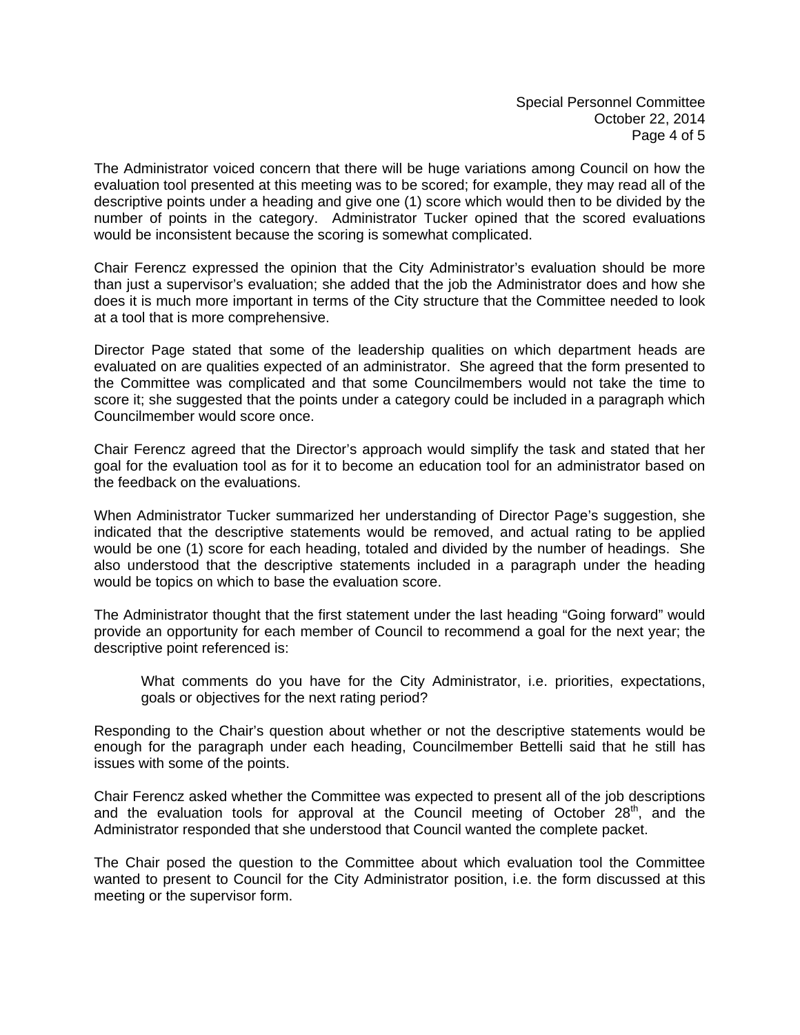The Administrator voiced concern that there will be huge variations among Council on how the evaluation tool presented at this meeting was to be scored; for example, they may read all of the descriptive points under a heading and give one (1) score which would then to be divided by the number of points in the category. Administrator Tucker opined that the scored evaluations would be inconsistent because the scoring is somewhat complicated.

Chair Ferencz expressed the opinion that the City Administrator's evaluation should be more than just a supervisor's evaluation; she added that the job the Administrator does and how she does it is much more important in terms of the City structure that the Committee needed to look at a tool that is more comprehensive.

Director Page stated that some of the leadership qualities on which department heads are evaluated on are qualities expected of an administrator. She agreed that the form presented to the Committee was complicated and that some Councilmembers would not take the time to score it; she suggested that the points under a category could be included in a paragraph which Councilmember would score once.

Chair Ferencz agreed that the Director's approach would simplify the task and stated that her goal for the evaluation tool as for it to become an education tool for an administrator based on the feedback on the evaluations.

When Administrator Tucker summarized her understanding of Director Page's suggestion, she indicated that the descriptive statements would be removed, and actual rating to be applied would be one (1) score for each heading, totaled and divided by the number of headings. She also understood that the descriptive statements included in a paragraph under the heading would be topics on which to base the evaluation score.

The Administrator thought that the first statement under the last heading "Going forward" would provide an opportunity for each member of Council to recommend a goal for the next year; the descriptive point referenced is:

> What comments do you have for the City Administrator, i.e. priorities, expectations, goals or objectives for the next rating period?

Responding to the Chair's question about whether or not the descriptive statements would be enough for the paragraph under each heading, Councilmember Bettelli said that he still has issues with some of the points.

Chair Ferencz asked whether the Committee was expected to present all of the job descriptions and the evaluation tools for approval at the Council meeting of October 28th, and the Administrator responded that she understood that Council wanted the complete packet.

The Chair posed the question to the Committee about which evaluation tool the Committee wanted to present to Council for the City Administrator position, i.e. the form discussed at this meeting or the supervisor form.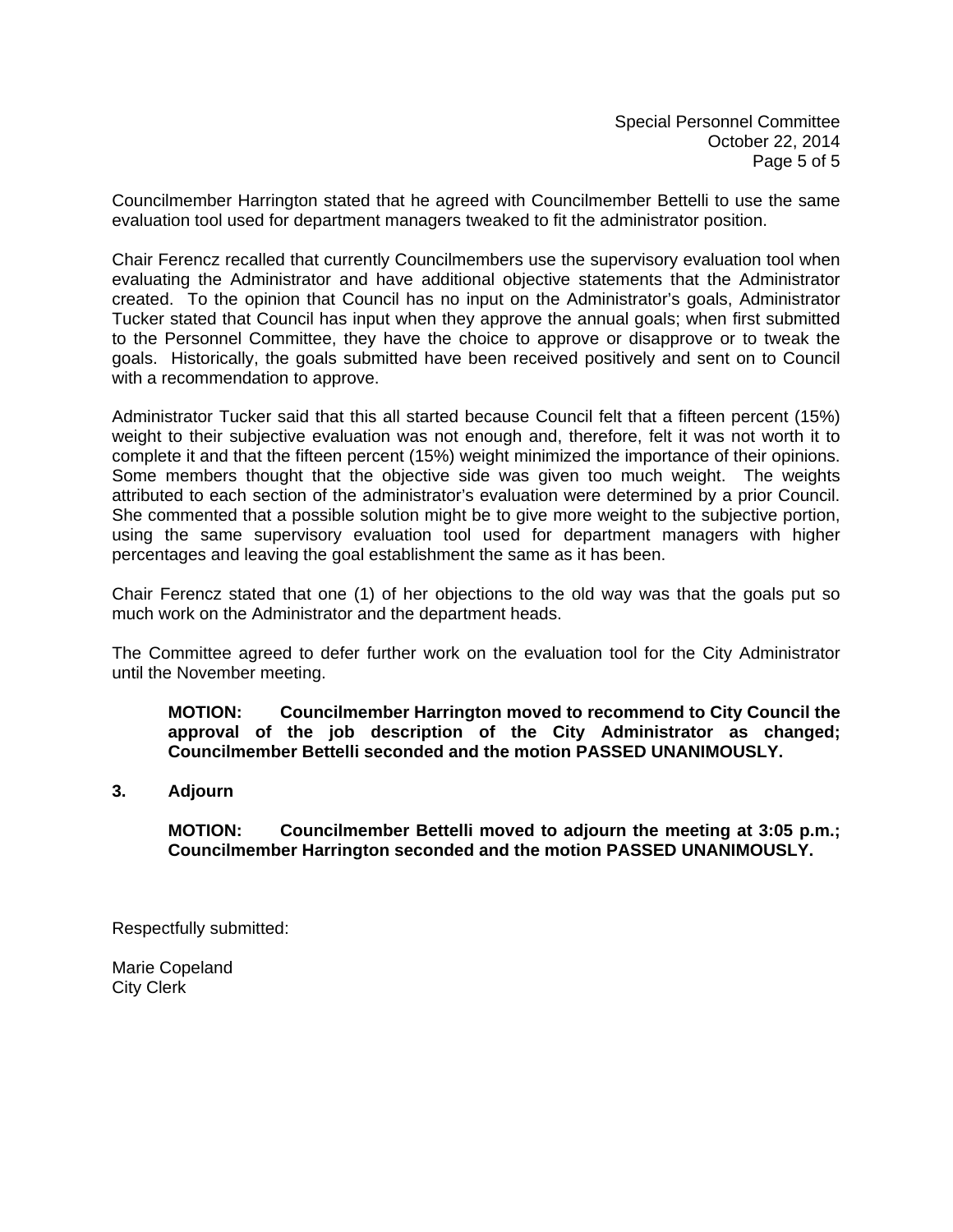Councilmember Harrington stated that he agreed with Councilmember Bettelli to use the same evaluation tool used for department managers tweaked to fit the administrator position.

Chair Ferencz recalled that currently Councilmembers use the supervisory evaluation tool when evaluating the Administrator and have additional objective statements that the Administrator created. To the opinion that Council has no input on the Administrator's goals, Administrator Tucker stated that Council has input when they approve the annual goals; when first submitted to the Personnel Committee, they have the choice to approve or disapprove or to tweak the goals. Historically, the goals submitted have been received positively and sent on to Council with a recommendation to approve.

Administrator Tucker said that this all started because Council felt that a fifteen percent (15%) weight to their subjective evaluation was not enough and, therefore, felt it was not worth it to complete it and that the fifteen percent (15%) weight minimized the importance of their opinions. Some members thought that the objective side was given too much weight. The weights attributed to each section of the administrator's evaluation were determined by a prior Council. She commented that a possible solution might be to give more weight to the subjective portion, using the same supervisory evaluation tool used for department managers with higher percentages and leaving the goal establishment the same as it has been.

Chair Ferencz stated that one (1) of her objections to the old way was that the goals put so much work on the Administrator and the department heads.

The Committee agreed to defer further work on the evaluation tool for the City Administrator until the November meeting.

> **MOTION: Councilmember Harrington moved to recommend to City Council the approval of the job description of the City Administrator as changed; Councilmember Bettelli seconded and the motion PASSED UNANIMOUSLY.**

**3. Adjourn**

> **MOTION: Councilmember Bettelli moved to adjourn the meeting at 3:05 p.m.; Councilmember Harrington seconded and the motion PASSED UNANIMOUSLY.**

Respectfully submitted:

Marie Copeland
City Clerk